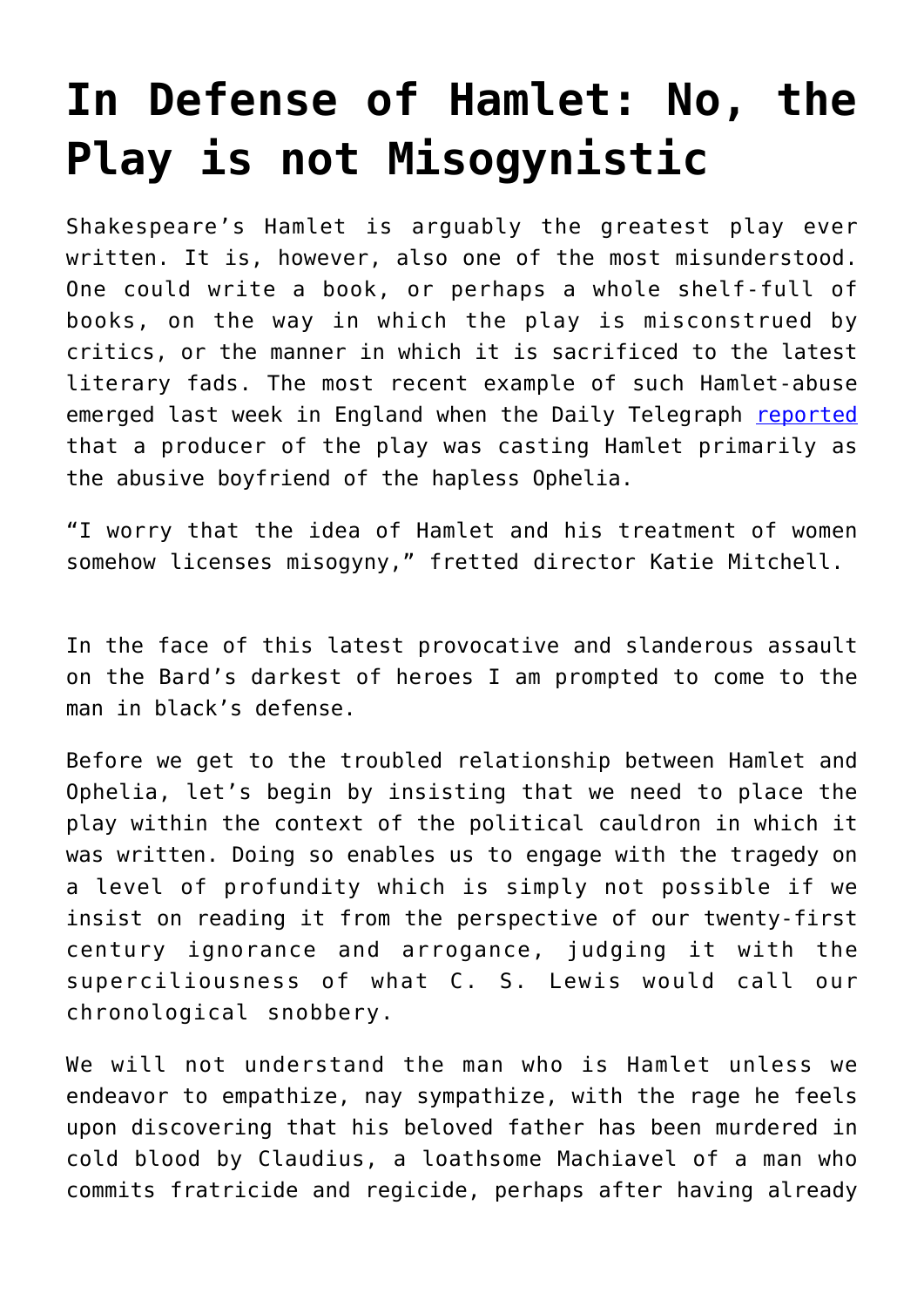# In Defense of Hamlet: No, the Play is not Misogynistic

Shakespeare's Hamlet is arguably the greatest play ever written. It is, however, also one of the most misunderstood. One could write a book, or perhaps a whole shelf-full of books, on the way in which the play is misconstrued by critics, or the manner in which it is sacrificed to the latest literary fads. The most recent example of such Hamlet-abuse emerged last week in England when the Daily Telegraph [reported](reported) that a producer of the play was casting Hamlet primarily as the abusive boyfriend of the hapless Ophelia.

"I worry that the idea of Hamlet and his treatment of women somehow licenses misogyny," fretted director Katie Mitchell.

In the face of this latest provocative and slanderous assault on the Bard's darkest of heroes I am prompted to come to the man in black's defense.

Before we get to the troubled relationship between Hamlet and Ophelia, let's begin by insisting that we need to place the play within the context of the political cauldron in which it was written. Doing so enables us to engage with the tragedy on a level of profundity which is simply not possible if we insist on reading it from the perspective of our twenty-first century ignorance and arrogance, judging it with the superciliousness of what C. S. Lewis would call our chronological snobbery.

We will not understand the man who is Hamlet unless we endeavor to empathize, nay sympathize, with the rage he feels upon discovering that his beloved father has been murdered in cold blood by Claudius, a loathsome Machiavel of a man who commits fratricide and regicide, perhaps after having already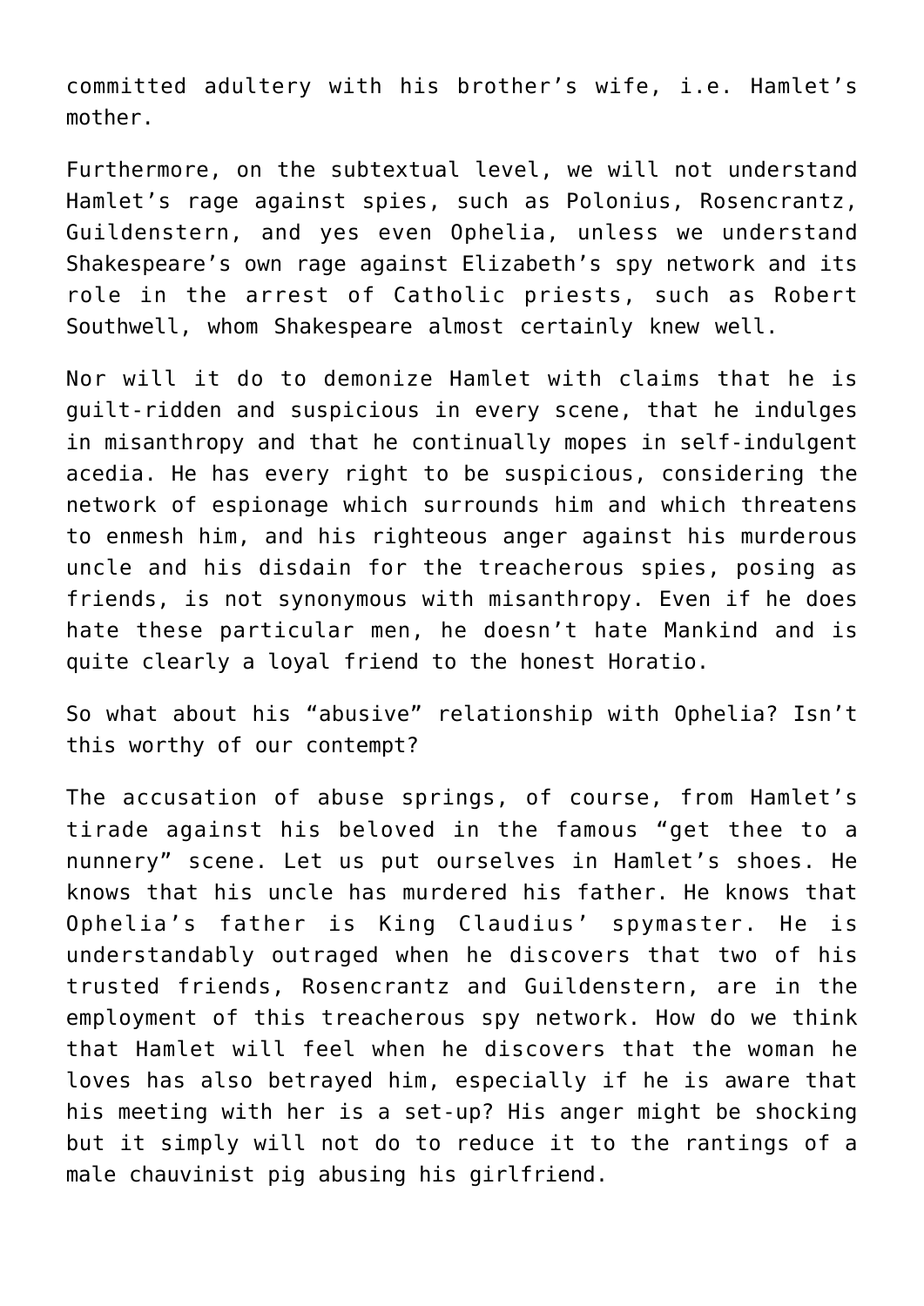committed adultery with his brother's wife, i.e. Hamlet's mother.

Furthermore, on the subtextual level, we will not understand Hamlet's rage against spies, such as Polonius, Rosencrantz, Guildenstern, and yes even Ophelia, unless we understand Shakespeare's own rage against Elizabeth's spy network and its role in the arrest of Catholic priests, such as Robert Southwell, whom Shakespeare almost certainly knew well.

Nor will it do to demonize Hamlet with claims that he is guilt-ridden and suspicious in every scene, that he indulges in misanthropy and that he continually mopes in self-indulgent acedia. He has every right to be suspicious, considering the network of espionage which surrounds him and which threatens to enmesh him, and his righteous anger against his murderous uncle and his disdain for the treacherous spies, posing as friends, is not synonymous with misanthropy. Even if he does hate these particular men, he doesn't hate Mankind and is quite clearly a loyal friend to the honest Horatio.

So what about his "abusive" relationship with Ophelia? Isn't this worthy of our contempt?

The accusation of abuse springs, of course, from Hamlet's tirade against his beloved in the famous "get thee to a nunnery" scene. Let us put ourselves in Hamlet's shoes. He knows that his uncle has murdered his father. He knows that Ophelia's father is King Claudius' spymaster. He is understandably outraged when he discovers that two of his trusted friends, Rosencrantz and Guildenstern, are in the employment of this treacherous spy network. How do we think that Hamlet will feel when he discovers that the woman he loves has also betrayed him, especially if he is aware that his meeting with her is a set-up? His anger might be shocking but it simply will not do to reduce it to the rantings of a male chauvinist pig abusing his girlfriend.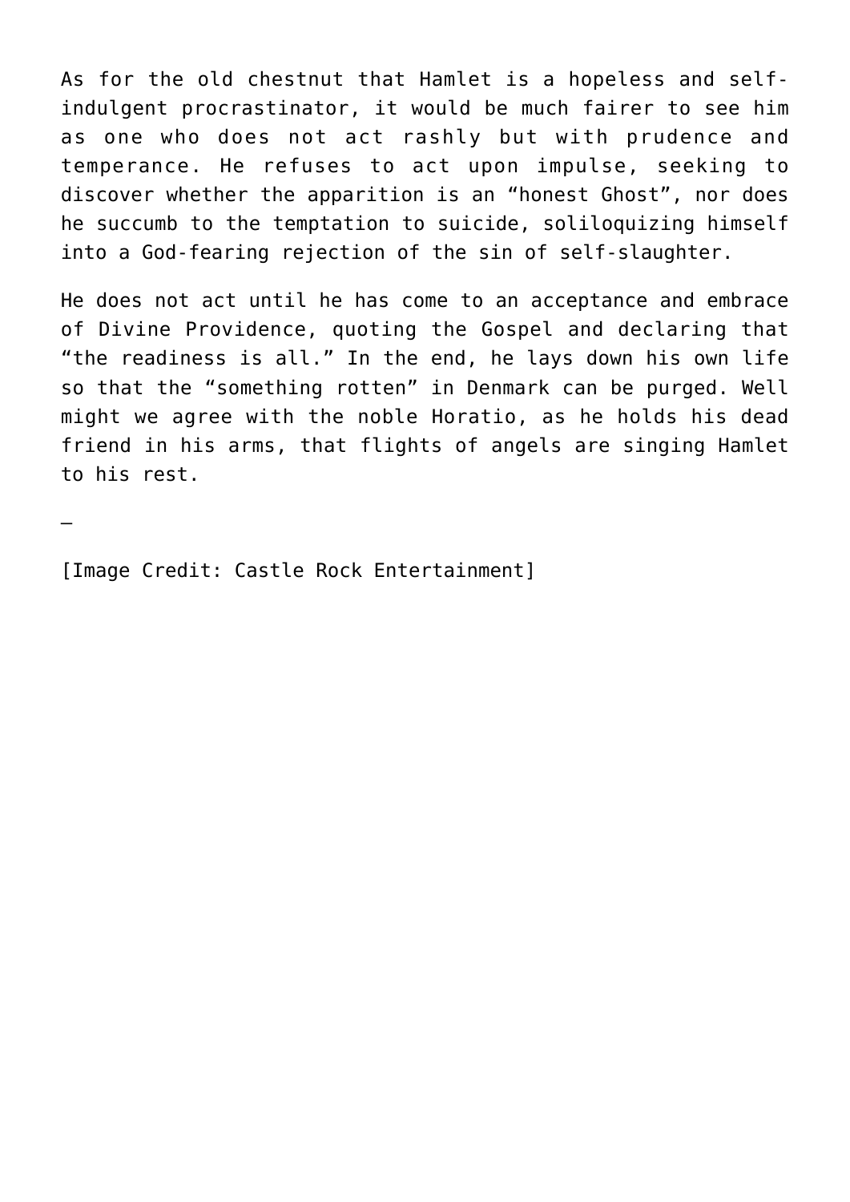As for the old chestnut that Hamlet is a hopeless and self-indulgent procrastinator, it would be much fairer to see him as one who does not act rashly but with prudence and temperance. He refuses to act upon impulse, seeking to discover whether the apparition is an “honest Ghost”, nor does he succumb to the temptation to suicide, soliloquizing himself into a God-fearing rejection of the sin of self-slaughter.

He does not act until he has come to an acceptance and embrace of Divine Providence, quoting the Gospel and declaring that “the readiness is all.” In the end, he lays down his own life so that the “something rotten” in Denmark can be purged. Well might we agree with the noble Horatio, as he holds his dead friend in his arms, that flights of angels are singing Hamlet to his rest.

—

[Image Credit: Castle Rock Entertainment]